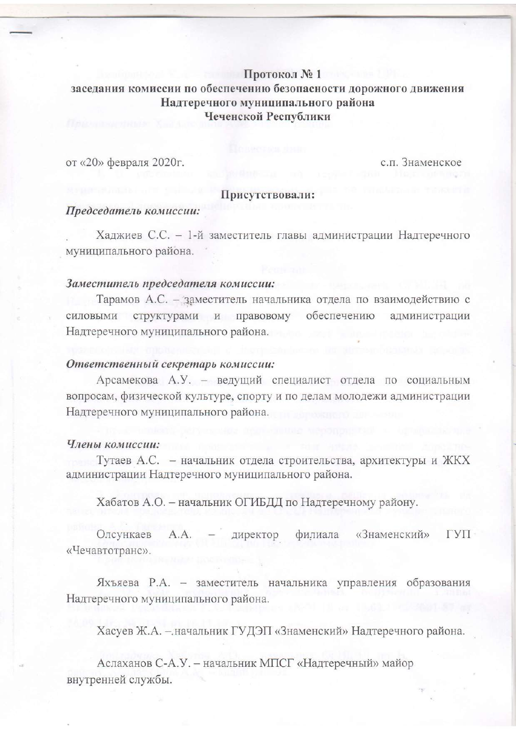# Протокол № 1
## заседания комиссии по обеспечению безопасности дорожного движения Надтеречного муниципального района Чеченской Республики

от «20» февраля 2020г. с.п. Знаменское

### Присутствовали:

***Председатель комиссии:***

Хаджиев С.С. – 1-й заместитель главы администрации Надтеречного муниципального района.

***Заместитель председателя комиссии:***

Тарамов А.С. – заместитель начальника отдела по взаимодействию с силовыми структурами и правовому обеспечению администрации Надтеречного муниципального района.

***Ответственный секретарь комиссии:***

Арсамекова А.У. – ведущий специалист отдела по социальным вопросам, физической культуре, спорту и по делам молодежи администрации Надтеречного муниципального района.

***Члены комиссии:***

Тутаев А.С. – начальник отдела строительства, архитектуры и ЖКХ администрации Надтеречного муниципального района.

Хабатов А.О. – начальник ОГИБДД по Надтеречному району.

Олсункаев А.А. – директор филиала «Знаменский» ГУП «Чечавтотранс».

Яхъяева Р.А. – заместитель начальника управления образования Надтеречного муниципального района.

Хасуев Ж.А. –.начальник ГУДЭП «Знаменский» Надтеречного района.

Аслаханов С-А.У. – начальник МПСГ «Надтеречный» майор внутренней службы.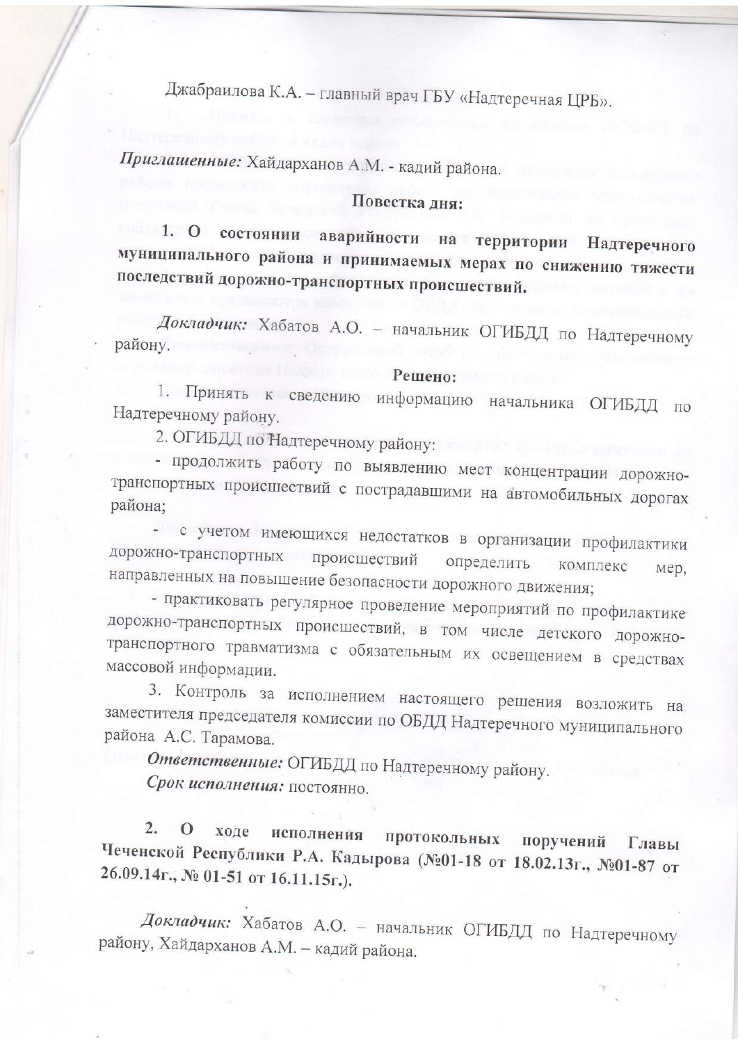Джабраилова К.А. – главный врач ГБУ «Надтеречная ЦРБ».

*Приглашенные:* Хайдарханов А.М. - кадий района.

**Повестка дня:**

**1. О состоянии аварийности на территории Надтеречного муниципального района и принимаемых мерах по снижению тяжести последствий дорожно-транспортных происшествий.**

*Докладчик:* Хабатов А.О. – начальник ОГИБДД по Надтеречному району.

**Решено:**

1. Принять к сведению информацию начальника ОГИБДД по Надтеречному району.

2. ОГИБДД по Надтеречному району:

- продолжить работу по выявлению мест концентрации дорожно-транспортных происшествий с пострадавшими на автомобильных дорогах района;
- с учетом имеющихся недостатков в организации профилактики дорожно-транспортных происшествий определить комплекс мер, направленных на повышение безопасности дорожного движения;
- практиковать регулярное проведение мероприятий по профилактике дорожно-транспортных происшествий, в том числе детского дорожно-транспортного травматизма с обязательным их освещением в средствах массовой информации.

3. Контроль за исполнением настоящего решения возложить на заместителя председателя комиссии по ОБДД Надтеречного муниципального района А.С. Тарамова.

*Ответственные:* ОГИБДД по Надтеречному району.

*Срок исполнения:* постоянно.

**2. О ходе исполнения протокольных поручений Главы Чеченской Республики Р.А. Кадырова (№01-18 от 18.02.13г., №01-87 от 26.09.14г., № 01-51 от 16.11.15г.).**

*Докладчик:* Хабатов А.О. – начальник ОГИБДД по Надтеречному району, Хайдарханов А.М. – кадий района.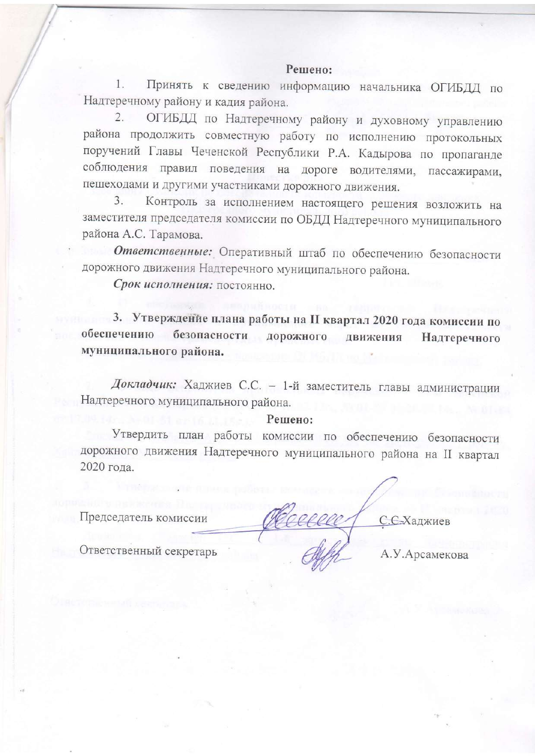**Решено:**

1. Принять к сведению информацию начальника ОГИБДД по Надтеречному району и кадия района.
2. ОГИБДД по Надтеречному району и духовному управлению района продолжить совместную работу по исполнению протокольных поручений Главы Чеченской Республики Р.А. Кадырова по пропаганде соблюдения правил поведения на дороге водителями, пассажирами, пешеходами и другими участниками дорожного движения.
3. Контроль за исполнением настоящего решения возложить на заместителя председателя комиссии по ОБДД Надтеречного муниципального района А.С. Тарамова.

*Ответственные:* Оперативный штаб по обеспечению безопасности дорожного движения Надтеречного муниципального района.

*Срок исполнения:* постоянно.

**3. Утверждение плана работы на II квартал 2020 года комиссии по обеспечению безопасности дорожного движения Надтеречного муниципального района.**

*Докладчик:* Хаджиев С.С. – 1-й заместитель главы администрации Надтеречного муниципального района.

**Решено:**

Утвердить план работы комиссии по обеспечению безопасности дорожного движения Надтеречного муниципального района на II квартал 2020 года.

Председатель комиссии С.С.Хаджиев

Ответственный секретарь А.У.Арсамекова